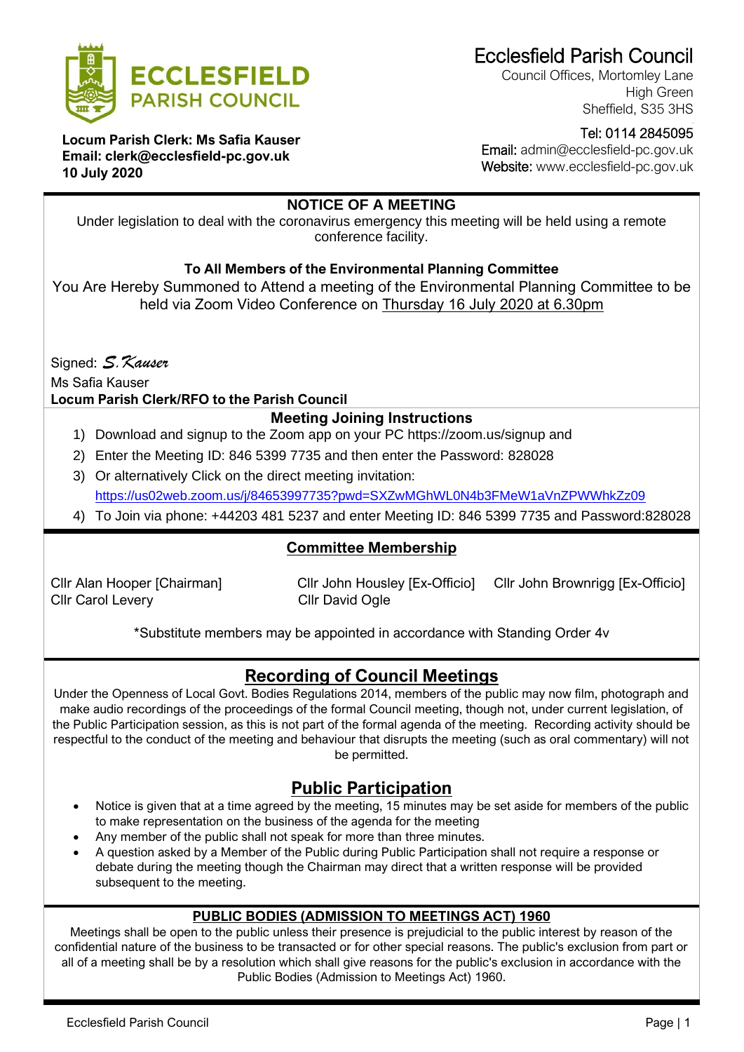# Ecclesfield Parish Council

Council Offices, Mortomley Lane
High Green
Sheffield, S35 3HS

Tel: 0114 2845095
Email: admin@ecclesfield-pc.gov.uk
Website: www.ecclesfield-pc.gov.uk

**Locum Parish Clerk: Ms Safia Kauser**
**Email: clerk@ecclesfield-pc.gov.uk**
**10 July 2020**

## NOTICE OF A MEETING

Under legislation to deal with the coronavirus emergency this meeting will be held using a remote conference facility.

**To All Members of the Environmental Planning Committee**

You Are Hereby Summoned to Attend a meeting of the Environmental Planning Committee to be held via Zoom Video Conference on Thursday 16 July 2020 at 6.30pm

Signed: *S. Kauser*
Ms Safia Kauser
**Locum Parish Clerk/RFO to the Parish Council**

### Meeting Joining Instructions

1) Download and signup to the Zoom app on your PC https://zoom.us/signup and
2) Enter the Meeting ID: 846 5399 7735 and then enter the Password: 828028
3) Or alternatively Click on the direct meeting invitation: https://us02web.zoom.us/j/84653997735?pwd=SXZwMGhWL0N4b3FMeW1aVnZPWWhkZz09
4) To Join via phone: +44203 481 5237 and enter Meeting ID: 846 5399 7735 and Password:828028

### Committee Membership

Cllr Alan Hooper [Chairman]
Cllr Carol Levery
Cllr John Housley [Ex-Officio]
Cllr David Ogle
Cllr John Brownrigg [Ex-Officio]

*Substitute members may be appointed in accordance with Standing Order 4v

## Recording of Council Meetings

Under the Openness of Local Govt. Bodies Regulations 2014, members of the public may now film, photograph and make audio recordings of the proceedings of the formal Council meeting, though not, under current legislation, of the Public Participation session, as this is not part of the formal agenda of the meeting. Recording activity should be respectful to the conduct of the meeting and behaviour that disrupts the meeting (such as oral commentary) will not be permitted.

## Public Participation

- Notice is given that at a time agreed by the meeting, 15 minutes may be set aside for members of the public to make representation on the business of the agenda for the meeting
- Any member of the public shall not speak for more than three minutes.
- A question asked by a Member of the Public during Public Participation shall not require a response or debate during the meeting though the Chairman may direct that a written response will be provided subsequent to the meeting.

### PUBLIC BODIES (ADMISSION TO MEETINGS ACT) 1960

Meetings shall be open to the public unless their presence is prejudicial to the public interest by reason of the confidential nature of the business to be transacted or for other special reasons. The public's exclusion from part or all of a meeting shall be by a resolution which shall give reasons for the public's exclusion in accordance with the Public Bodies (Admission to Meetings Act) 1960.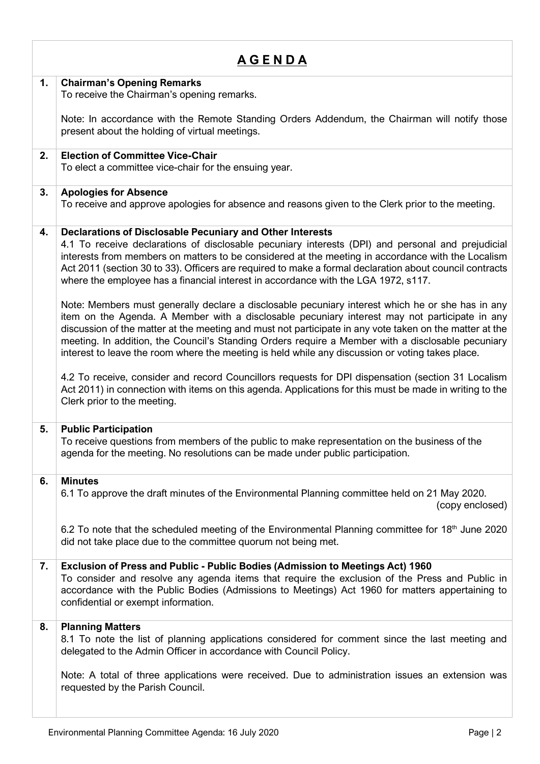# AGENDA

**1. Chairman's Opening Remarks**

To receive the Chairman's opening remarks.

Note: In accordance with the Remote Standing Orders Addendum, the Chairman will notify those present about the holding of virtual meetings.

**2. Election of Committee Vice-Chair**

To elect a committee vice-chair for the ensuing year.

**3. Apologies for Absence**

To receive and approve apologies for absence and reasons given to the Clerk prior to the meeting.

**4. Declarations of Disclosable Pecuniary and Other Interests**

4.1 To receive declarations of disclosable pecuniary interests (DPI) and personal and prejudicial interests from members on matters to be considered at the meeting in accordance with the Localism Act 2011 (section 30 to 33). Officers are required to make a formal declaration about council contracts where the employee has a financial interest in accordance with the LGA 1972, s117.

Note: Members must generally declare a disclosable pecuniary interest which he or she has in any item on the Agenda. A Member with a disclosable pecuniary interest may not participate in any discussion of the matter at the meeting and must not participate in any vote taken on the matter at the meeting. In addition, the Council's Standing Orders require a Member with a disclosable pecuniary interest to leave the room where the meeting is held while any discussion or voting takes place.

4.2 To receive, consider and record Councillors requests for DPI dispensation (section 31 Localism Act 2011) in connection with items on this agenda. Applications for this must be made in writing to the Clerk prior to the meeting.

**5. Public Participation**

To receive questions from members of the public to make representation on the business of the agenda for the meeting. No resolutions can be made under public participation.

**6. Minutes**

6.1 To approve the draft minutes of the Environmental Planning committee held on 21 May 2020. (copy enclosed)

6.2 To note that the scheduled meeting of the Environmental Planning committee for 18th June 2020 did not take place due to the committee quorum not being met.

**7. Exclusion of Press and Public - Public Bodies (Admission to Meetings Act) 1960**

To consider and resolve any agenda items that require the exclusion of the Press and Public in accordance with the Public Bodies (Admissions to Meetings) Act 1960 for matters appertaining to confidential or exempt information.

**8. Planning Matters**

8.1 To note the list of planning applications considered for comment since the last meeting and delegated to the Admin Officer in accordance with Council Policy.

Note: A total of three applications were received. Due to administration issues an extension was requested by the Parish Council.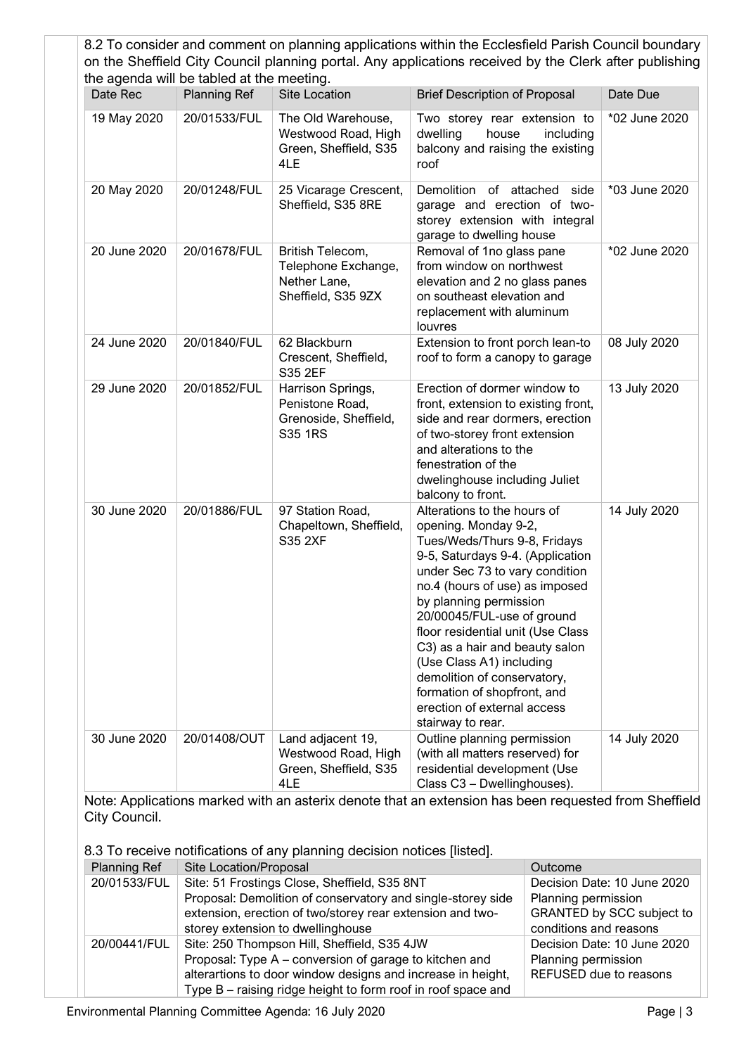8.2 To consider and comment on planning applications within the Ecclesfield Parish Council boundary on the Sheffield City Council planning portal. Any applications received by the Clerk after publishing the agenda will be tabled at the meeting.

| Date Rec | Planning Ref | Site Location | Brief Description of Proposal | Date Due |
|---|---|---|---|---|
| 19 May 2020 | 20/01533/FUL | The Old Warehouse, Westwood Road, High Green, Sheffield, S35 4LE | Two storey rear extension to dwelling house including balcony and raising the existing roof | *02 June 2020 |
| 20 May 2020 | 20/01248/FUL | 25 Vicarage Crescent, Sheffield, S35 8RE | Demolition of attached side garage and erection of two-storey extension with integral garage to dwelling house | *03 June 2020 |
| 20 June 2020 | 20/01678/FUL | British Telecom, Telephone Exchange, Nether Lane, Sheffield, S35 9ZX | Removal of 1no glass pane from window on northwest elevation and 2 no glass panes on southeast elevation and replacement with aluminum louvres | *02 June 2020 |
| 24 June 2020 | 20/01840/FUL | 62 Blackburn Crescent, Sheffield, S35 2EF | Extension to front porch lean-to roof to form a canopy to garage | 08 July 2020 |
| 29 June 2020 | 20/01852/FUL | Harrison Springs, Penistone Road, Grenoside, Sheffield, S35 1RS | Erection of dormer window to front, extension to existing front, side and rear dormers, erection of two-storey front extension and alterations to the fenestration of the dwelinghouse including Juliet balcony to front. | 13 July 2020 |
| 30 June 2020 | 20/01886/FUL | 97 Station Road, Chapeltown, Sheffield, S35 2XF | Alterations to the hours of opening. Monday 9-2, Tues/Weds/Thurs 9-8, Fridays 9-5, Saturdays 9-4. (Application under Sec 73 to vary condition no.4 (hours of use) as imposed by planning permission 20/00045/FUL-use of ground floor residential unit (Use Class C3) as a hair and beauty salon (Use Class A1) including demolition of conservatory, formation of shopfront, and erection of external access stairway to rear. | 14 July 2020 |
| 30 June 2020 | 20/01408/OUT | Land adjacent 19, Westwood Road, High Green, Sheffield, S35 4LE | Outline planning permission (with all matters reserved) for residential development (Use Class C3 – Dwellinghouses). | 14 July 2020 |

Note: Applications marked with an asterix denote that an extension has been requested from Sheffield City Council.

8.3 To receive notifications of any planning decision notices [listed].

| Planning Ref | Site Location/Proposal | Outcome |
|---|---|---|
| 20/01533/FUL | Site: 51 Frostings Close, Sheffield, S35 8NT<br>Proposal: Demolition of conservatory and single-storey side extension, erection of two/storey rear extension and two-storey extension to dwellinghouse | Decision Date: 10 June 2020<br>Planning permission GRANTED by SCC subject to conditions and reasons |
| 20/00441/FUL | Site: 250 Thompson Hill, Sheffield, S35 4JW<br>Proposal: Type A – conversion of garage to kitchen and alterartions to door window designs and increase in height, Type B – raising ridge height to form roof in roof space and | Decision Date: 10 June 2020<br>Planning permission REFUSED due to reasons |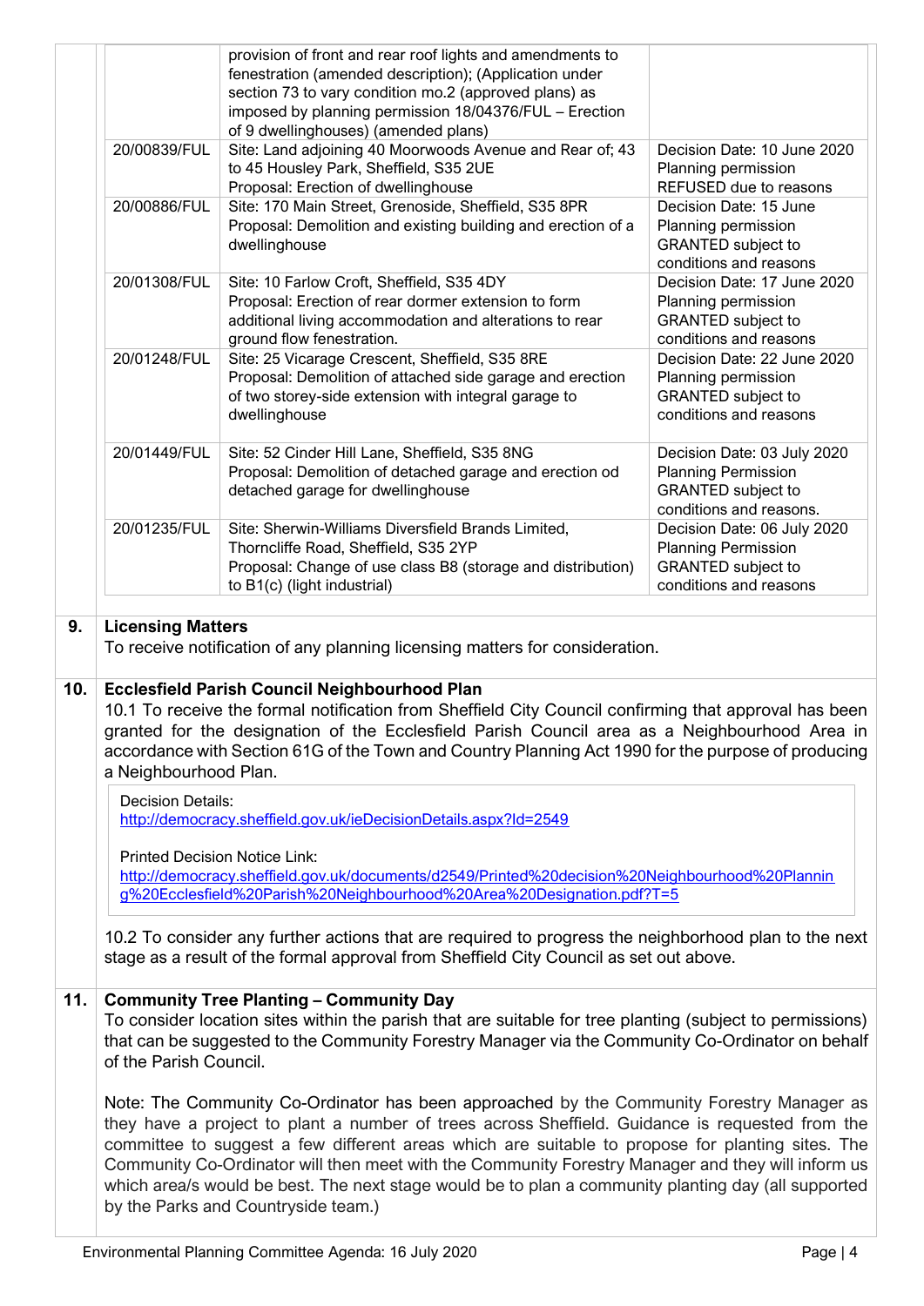| | | |
|---|---|---|
| | provision of front and rear roof lights and amendments to fenestration (amended description); (Application under section 73 to vary condition mo.2 (approved plans) as imposed by planning permission 18/04376/FUL – Erection of 9 dwellinghouses) (amended plans) | |
| 20/00839/FUL | Site: Land adjoining 40 Moorwoods Avenue and Rear of; 43 to 45 Housley Park, Sheffield, S35 2UE<br>Proposal: Erection of dwellinghouse | Decision Date: 10 June 2020<br>Planning permission REFUSED due to reasons |
| 20/00886/FUL | Site: 170 Main Street, Grenoside, Sheffield, S35 8PR<br>Proposal: Demolition and existing building and erection of a dwellinghouse | Decision Date: 15 June<br>Planning permission GRANTED subject to conditions and reasons |
| 20/01308/FUL | Site: 10 Farlow Croft, Sheffield, S35 4DY<br>Proposal: Erection of rear dormer extension to form additional living accommodation and alterations to rear ground flow fenestration. | Decision Date: 17 June 2020<br>Planning permission GRANTED subject to conditions and reasons |
| 20/01248/FUL | Site: 25 Vicarage Crescent, Sheffield, S35 8RE<br>Proposal: Demolition of attached side garage and erection of two storey-side extension with integral garage to dwellinghouse | Decision Date: 22 June 2020<br>Planning permission GRANTED subject to conditions and reasons |
| 20/01449/FUL | Site: 52 Cinder Hill Lane, Sheffield, S35 8NG<br>Proposal: Demolition of detached garage and erection od detached garage for dwellinghouse | Decision Date: 03 July 2020<br>Planning Permission GRANTED subject to conditions and reasons. |
| 20/01235/FUL | Site: Sherwin-Williams Diversfield Brands Limited, Thorncliffe Road, Sheffield, S35 2YP<br>Proposal: Change of use class B8 (storage and distribution) to B1(c) (light industrial) | Decision Date: 06 July 2020<br>Planning Permission GRANTED subject to conditions and reasons |

**9. Licensing Matters**

To receive notification of any planning licensing matters for consideration.

**10. Ecclesfield Parish Council Neighbourhood Plan**

10.1 To receive the formal notification from Sheffield City Council confirming that approval has been granted for the designation of the Ecclesfield Parish Council area as a Neighbourhood Area in accordance with Section 61G of the Town and Country Planning Act 1990 for the purpose of producing a Neighbourhood Plan.

Decision Details:
http://democracy.sheffield.gov.uk/ieDecisionDetails.aspx?Id=2549

Printed Decision Notice Link:
http://democracy.sheffield.gov.uk/documents/d2549/Printed%20decision%20Neighbourhood%20Planning%20Ecclesfield%20Parish%20Neighbourhood%20Area%20Designation.pdf?T=5

10.2 To consider any further actions that are required to progress the neighborhood plan to the next stage as a result of the formal approval from Sheffield City Council as set out above.

**11. Community Tree Planting – Community Day**

To consider location sites within the parish that are suitable for tree planting (subject to permissions) that can be suggested to the Community Forestry Manager via the Community Co-Ordinator on behalf of the Parish Council.

Note: The Community Co-Ordinator has been approached by the Community Forestry Manager as they have a project to plant a number of trees across Sheffield. Guidance is requested from the committee to suggest a few different areas which are suitable to propose for planting sites. The Community Co-Ordinator will then meet with the Community Forestry Manager and they will inform us which area/s would be best. The next stage would be to plan a community planting day (all supported by the Parks and Countryside team.)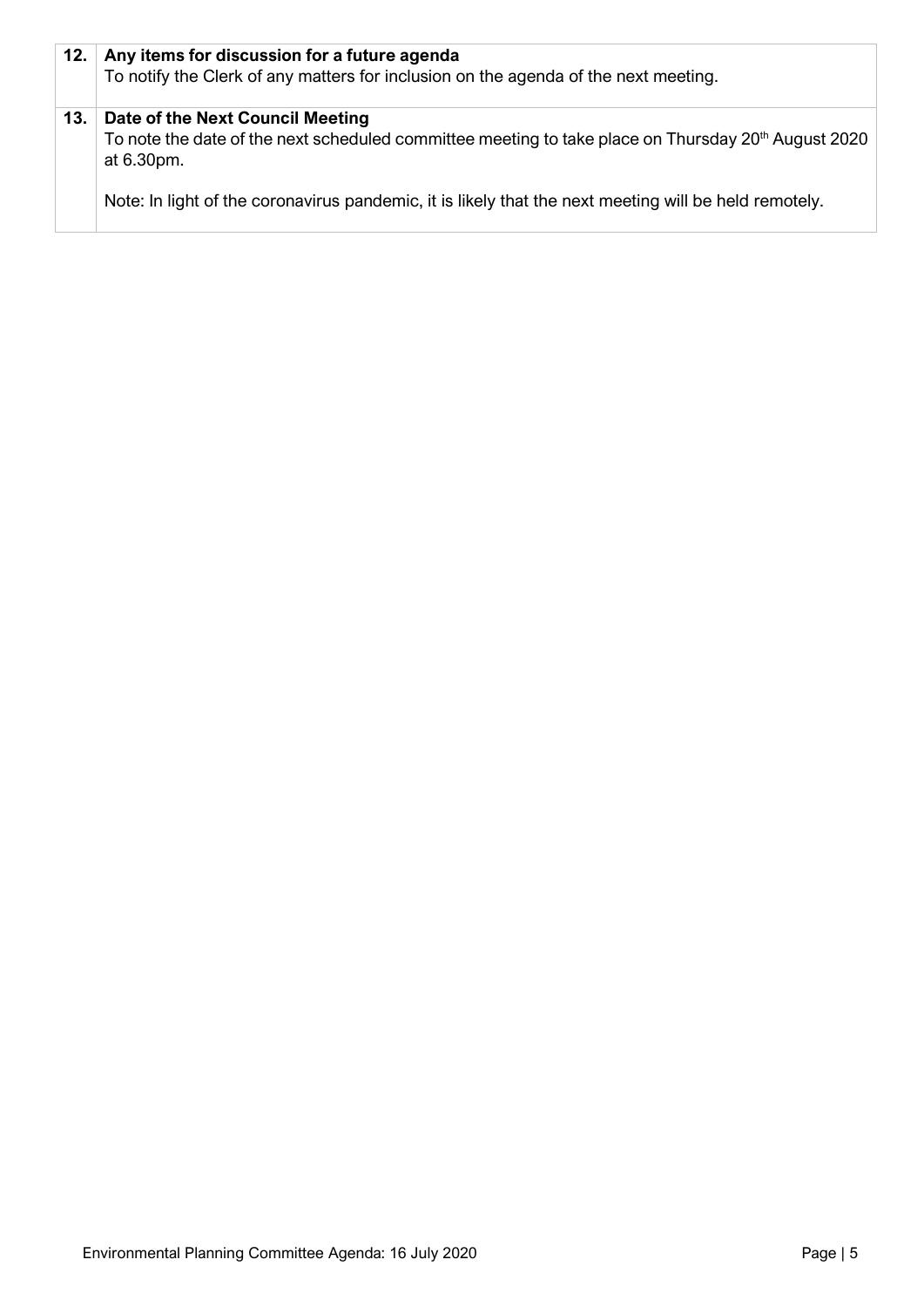| | |
|---|---|
| **12.** | **Any items for discussion for a future agenda**<br>To notify the Clerk of any matters for inclusion on the agenda of the next meeting. |
| **13.** | **Date of the Next Council Meeting**<br>To note the date of the next scheduled committee meeting to take place on Thursday 20th August 2020 at 6.30pm.<br><br>Note: In light of the coronavirus pandemic, it is likely that the next meeting will be held remotely. |